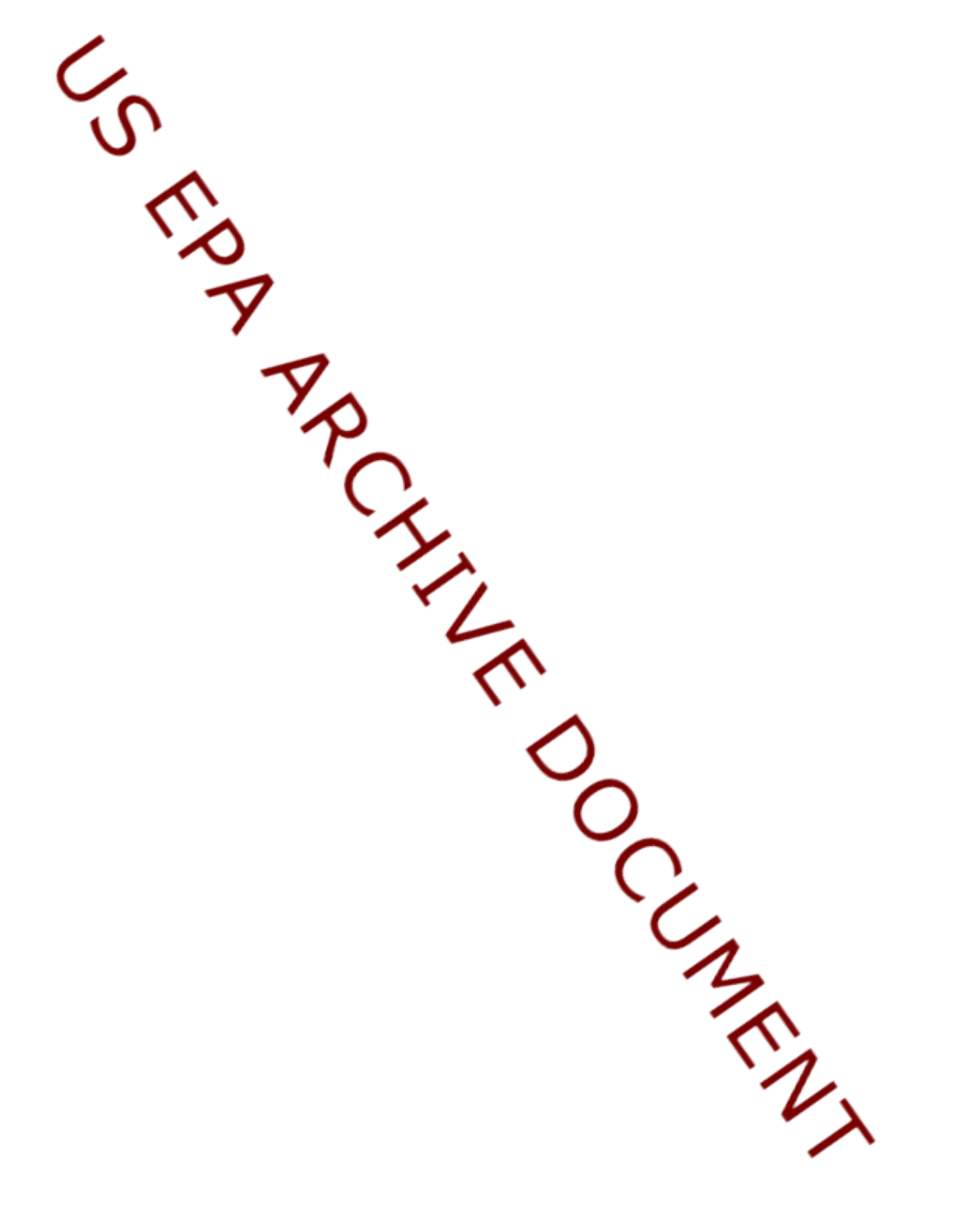US EPA ARCHIVE DOCUMENT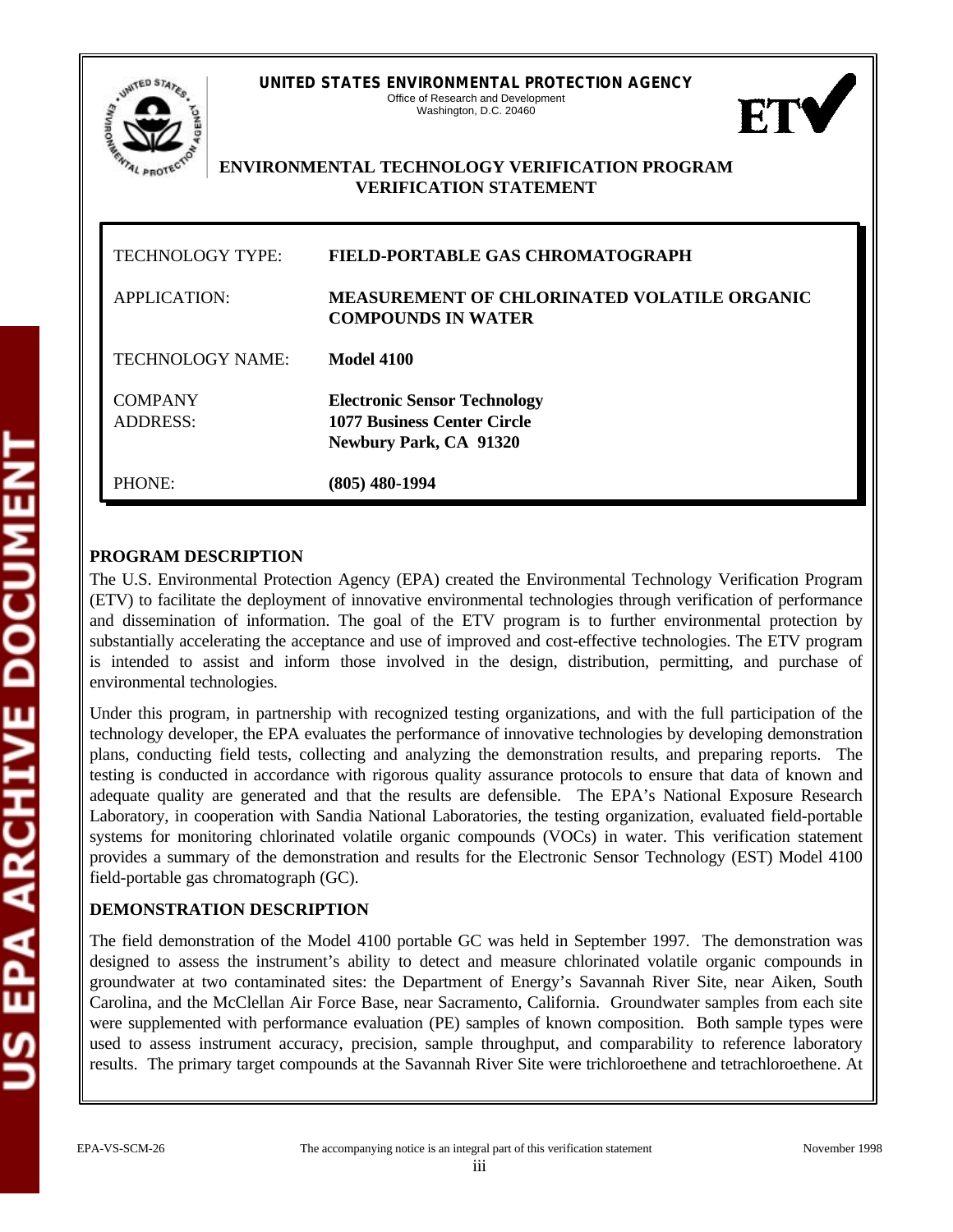UNITED STATES ENVIRONMENTAL PROTECTION AGENCY
Office of Research and Development
Washington, D.C. 20460

# ENVIRONMENTAL TECHNOLOGY VERIFICATION PROGRAM VERIFICATION STATEMENT

| | |
|---|---|
| TECHNOLOGY TYPE: | **FIELD-PORTABLE GAS CHROMATOGRAPH** |
| APPLICATION: | **MEASUREMENT OF CHLORINATED VOLATILE ORGANIC COMPOUNDS IN WATER** |
| TECHNOLOGY NAME: | **Model 4100** |
| COMPANY ADDRESS: | **Electronic Sensor Technology**<br>**1077 Business Center Circle**<br>**Newbury Park, CA 91320** |
| PHONE: | **(805) 480-1994** |

## PROGRAM DESCRIPTION

The U.S. Environmental Protection Agency (EPA) created the Environmental Technology Verification Program (ETV) to facilitate the deployment of innovative environmental technologies through verification of performance and dissemination of information. The goal of the ETV program is to further environmental protection by substantially accelerating the acceptance and use of improved and cost-effective technologies. The ETV program is intended to assist and inform those involved in the design, distribution, permitting, and purchase of environmental technologies.

Under this program, in partnership with recognized testing organizations, and with the full participation of the technology developer, the EPA evaluates the performance of innovative technologies by developing demonstration plans, conducting field tests, collecting and analyzing the demonstration results, and preparing reports. The testing is conducted in accordance with rigorous quality assurance protocols to ensure that data of known and adequate quality are generated and that the results are defensible. The EPA's National Exposure Research Laboratory, in cooperation with Sandia National Laboratories, the testing organization, evaluated field-portable systems for monitoring chlorinated volatile organic compounds (VOCs) in water. This verification statement provides a summary of the demonstration and results for the Electronic Sensor Technology (EST) Model 4100 field-portable gas chromatograph (GC).

## DEMONSTRATION DESCRIPTION

The field demonstration of the Model 4100 portable GC was held in September 1997. The demonstration was designed to assess the instrument's ability to detect and measure chlorinated volatile organic compounds in groundwater at two contaminated sites: the Department of Energy's Savannah River Site, near Aiken, South Carolina, and the McClellan Air Force Base, near Sacramento, California. Groundwater samples from each site were supplemented with performance evaluation (PE) samples of known composition. Both sample types were used to assess instrument accuracy, precision, sample throughput, and comparability to reference laboratory results. The primary target compounds at the Savannah River Site were trichloroethene and tetrachloroethene. At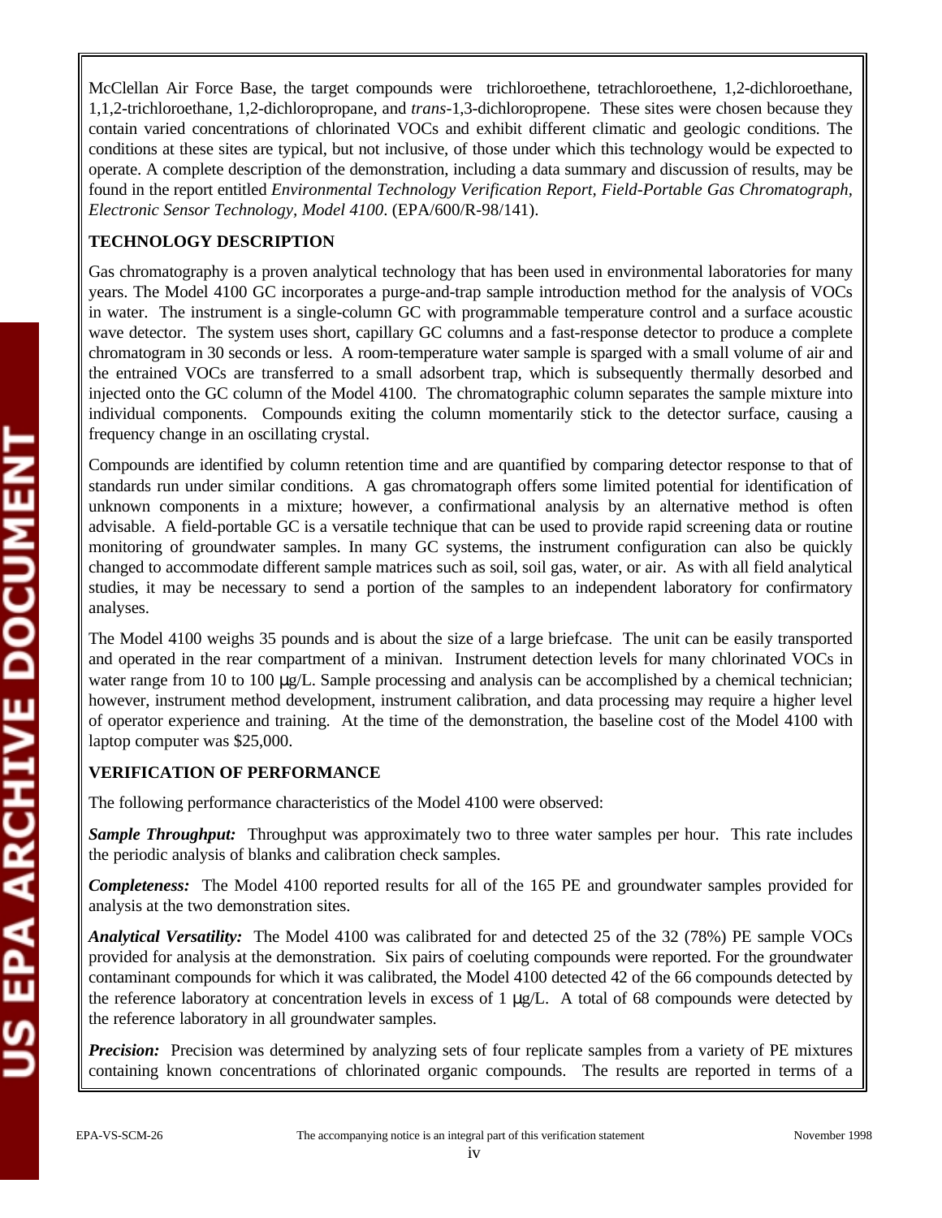McClellan Air Force Base, the target compounds were trichloroethene, tetrachloroethene, 1,2-dichloroethane, 1,1,2-trichloroethane, 1,2-dichloropropane, and *trans*-1,3-dichloropropene. These sites were chosen because they contain varied concentrations of chlorinated VOCs and exhibit different climatic and geologic conditions. The conditions at these sites are typical, but not inclusive, of those under which this technology would be expected to operate. A complete description of the demonstration, including a data summary and discussion of results, may be found in the report entitled *Environmental Technology Verification Report, Field-Portable Gas Chromatograph, Electronic Sensor Technology, Model 4100*. (EPA/600/R-98/141).

**TECHNOLOGY DESCRIPTION**

Gas chromatography is a proven analytical technology that has been used in environmental laboratories for many years. The Model 4100 GC incorporates a purge-and-trap sample introduction method for the analysis of VOCs in water. The instrument is a single-column GC with programmable temperature control and a surface acoustic wave detector. The system uses short, capillary GC columns and a fast-response detector to produce a complete chromatogram in 30 seconds or less. A room-temperature water sample is sparged with a small volume of air and the entrained VOCs are transferred to a small adsorbent trap, which is subsequently thermally desorbed and injected onto the GC column of the Model 4100. The chromatographic column separates the sample mixture into individual components. Compounds exiting the column momentarily stick to the detector surface, causing a frequency change in an oscillating crystal.

Compounds are identified by column retention time and are quantified by comparing detector response to that of standards run under similar conditions. A gas chromatograph offers some limited potential for identification of unknown components in a mixture; however, a confirmational analysis by an alternative method is often advisable. A field-portable GC is a versatile technique that can be used to provide rapid screening data or routine monitoring of groundwater samples. In many GC systems, the instrument configuration can also be quickly changed to accommodate different sample matrices such as soil, soil gas, water, or air. As with all field analytical studies, it may be necessary to send a portion of the samples to an independent laboratory for confirmatory analyses.

The Model 4100 weighs 35 pounds and is about the size of a large briefcase. The unit can be easily transported and operated in the rear compartment of a minivan. Instrument detection levels for many chlorinated VOCs in water range from 10 to 100 µg/L. Sample processing and analysis can be accomplished by a chemical technician; however, instrument method development, instrument calibration, and data processing may require a higher level of operator experience and training. At the time of the demonstration, the baseline cost of the Model 4100 with laptop computer was $25,000.

**VERIFICATION OF PERFORMANCE**

The following performance characteristics of the Model 4100 were observed:

***Sample Throughput:*** Throughput was approximately two to three water samples per hour. This rate includes the periodic analysis of blanks and calibration check samples.

***Completeness:*** The Model 4100 reported results for all of the 165 PE and groundwater samples provided for analysis at the two demonstration sites.

***Analytical Versatility:*** The Model 4100 was calibrated for and detected 25 of the 32 (78%) PE sample VOCs provided for analysis at the demonstration. Six pairs of coeluting compounds were reported. For the groundwater contaminant compounds for which it was calibrated, the Model 4100 detected 42 of the 66 compounds detected by the reference laboratory at concentration levels in excess of 1 µg/L. A total of 68 compounds were detected by the reference laboratory in all groundwater samples.

***Precision:*** Precision was determined by analyzing sets of four replicate samples from a variety of PE mixtures containing known concentrations of chlorinated organic compounds. The results are reported in terms of a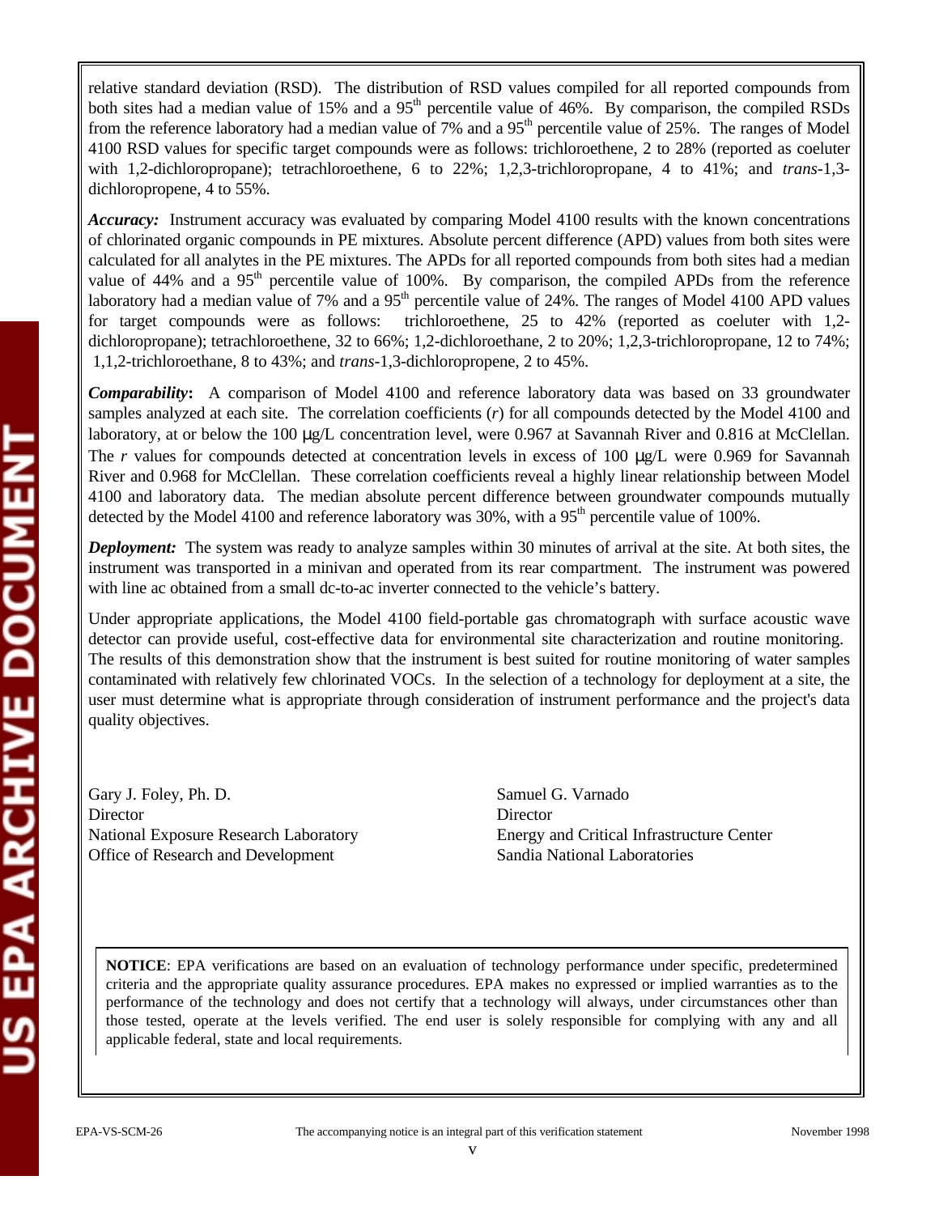relative standard deviation (RSD). The distribution of RSD values compiled for all reported compounds from both sites had a median value of 15% and a 95th percentile value of 46%. By comparison, the compiled RSDs from the reference laboratory had a median value of 7% and a 95th percentile value of 25%. The ranges of Model 4100 RSD values for specific target compounds were as follows: trichloroethene, 2 to 28% (reported as coeluter with 1,2-dichloropropane); tetrachloroethene, 6 to 22%; 1,2,3-trichloropropane, 4 to 41%; and *trans*-1,3-dichloropropene, 4 to 55%.

***Accuracy:*** Instrument accuracy was evaluated by comparing Model 4100 results with the known concentrations of chlorinated organic compounds in PE mixtures. Absolute percent difference (APD) values from both sites were calculated for all analytes in the PE mixtures. The APDs for all reported compounds from both sites had a median value of 44% and a 95th percentile value of 100%. By comparison, the compiled APDs from the reference laboratory had a median value of 7% and a 95th percentile value of 24%. The ranges of Model 4100 APD values for target compounds were as follows: trichloroethene, 25 to 42% (reported as coeluter with 1,2-dichloropropane); tetrachloroethene, 32 to 66%; 1,2-dichloroethane, 2 to 20%; 1,2,3-trichloropropane, 12 to 74%; 1,1,2-trichloroethane, 8 to 43%; and *trans*-1,3-dichloropropene, 2 to 45%.

***Comparability*:** A comparison of Model 4100 and reference laboratory data was based on 33 groundwater samples analyzed at each site. The correlation coefficients ($r$) for all compounds detected by the Model 4100 and laboratory, at or below the 100 μg/L concentration level, were 0.967 at Savannah River and 0.816 at McClellan. The $r$ values for compounds detected at concentration levels in excess of 100 μg/L were 0.969 for Savannah River and 0.968 for McClellan. These correlation coefficients reveal a highly linear relationship between Model 4100 and laboratory data. The median absolute percent difference between groundwater compounds mutually detected by the Model 4100 and reference laboratory was 30%, with a 95th percentile value of 100%.

***Deployment:*** The system was ready to analyze samples within 30 minutes of arrival at the site. At both sites, the instrument was transported in a minivan and operated from its rear compartment. The instrument was powered with line ac obtained from a small dc-to-ac inverter connected to the vehicle's battery.

Under appropriate applications, the Model 4100 field-portable gas chromatograph with surface acoustic wave detector can provide useful, cost-effective data for environmental site characterization and routine monitoring. The results of this demonstration show that the instrument is best suited for routine monitoring of water samples contaminated with relatively few chlorinated VOCs. In the selection of a technology for deployment at a site, the user must determine what is appropriate through consideration of instrument performance and the project's data quality objectives.

Gary J. Foley, Ph. D.
Director
National Exposure Research Laboratory
Office of Research and Development

Samuel G. Varnado
Director
Energy and Critical Infrastructure Center
Sandia National Laboratories

**NOTICE**: EPA verifications are based on an evaluation of technology performance under specific, predetermined criteria and the appropriate quality assurance procedures. EPA makes no expressed or implied warranties as to the performance of the technology and does not certify that a technology will always, under circumstances other than those tested, operate at the levels verified. The end user is solely responsible for complying with any and all applicable federal, state and local requirements.

EPA-VS-SCM-26 The accompanying notice is an integral part of this verification statement November 1998